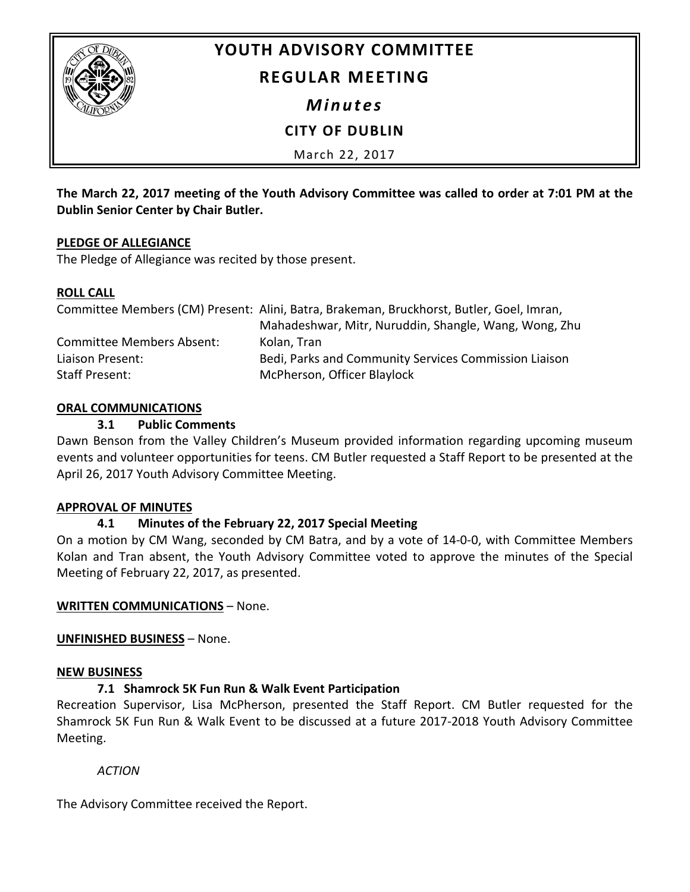# YOUTH ADVISORY COMMITTEE

## REGULAR MEETING

### *Minutes*

### CITY OF DUBLIN

March 22, 2017

**The March 22, 2017 meeting of the Youth Advisory Committee was called to order at 7:01 PM at the Dublin Senior Center by Chair Butler.**

**PLEDGE OF ALLEGIANCE**

The Pledge of Allegiance was recited by those present.

**ROLL CALL**

| | |
|---|---|
| Committee Members (CM) Present: | Alini, Batra, Brakeman, Bruckhorst, Butler, Goel, Imran, Mahadeshwar, Mitr, Nuruddin, Shangle, Wang, Wong, Zhu |
| Committee Members Absent: | Kolan, Tran |
| Liaison Present: | Bedi, Parks and Community Services Commission Liaison |
| Staff Present: | McPherson, Officer Blaylock |

**ORAL COMMUNICATIONS**

**3.1 Public Comments**

Dawn Benson from the Valley Children's Museum provided information regarding upcoming museum events and volunteer opportunities for teens. CM Butler requested a Staff Report to be presented at the April 26, 2017 Youth Advisory Committee Meeting.

**APPROVAL OF MINUTES**

**4.1 Minutes of the February 22, 2017 Special Meeting**

On a motion by CM Wang, seconded by CM Batra, and by a vote of 14-0-0, with Committee Members Kolan and Tran absent, the Youth Advisory Committee voted to approve the minutes of the Special Meeting of February 22, 2017, as presented.

**WRITTEN COMMUNICATIONS** – None.

**UNFINISHED BUSINESS** – None.

**NEW BUSINESS**

**7.1 Shamrock 5K Fun Run & Walk Event Participation**

Recreation Supervisor, Lisa McPherson, presented the Staff Report. CM Butler requested for the Shamrock 5K Fun Run & Walk Event to be discussed at a future 2017-2018 Youth Advisory Committee Meeting.

*ACTION*

The Advisory Committee received the Report.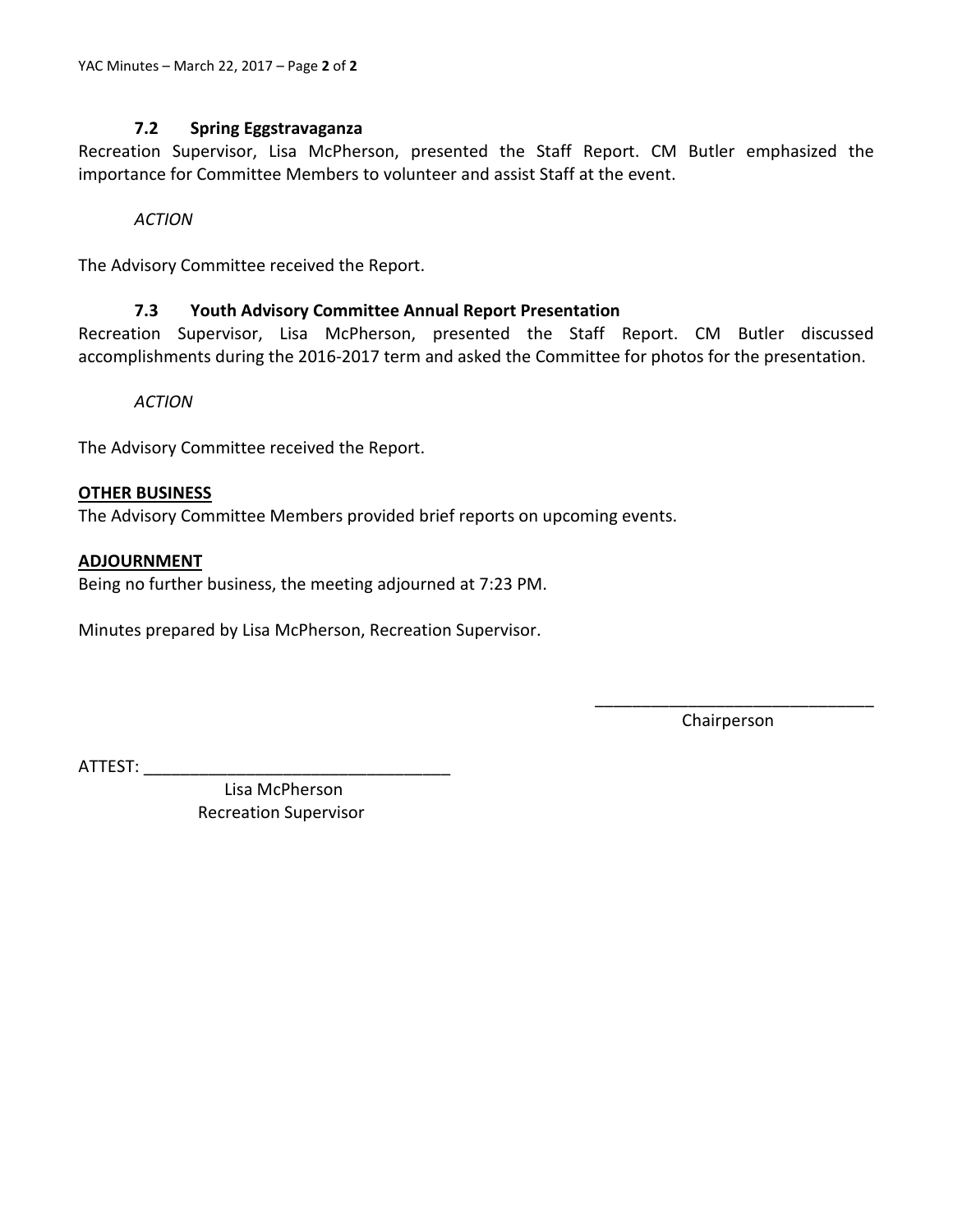### 7.2 Spring Eggstravaganza

Recreation Supervisor, Lisa McPherson, presented the Staff Report. CM Butler emphasized the importance for Committee Members to volunteer and assist Staff at the event.

*ACTION*

The Advisory Committee received the Report.

### 7.3 Youth Advisory Committee Annual Report Presentation

Recreation Supervisor, Lisa McPherson, presented the Staff Report. CM Butler discussed accomplishments during the 2016-2017 term and asked the Committee for photos for the presentation.

*ACTION*

The Advisory Committee received the Report.

**OTHER BUSINESS**

The Advisory Committee Members provided brief reports on upcoming events.

**ADJOURNMENT**

Being no further business, the meeting adjourned at 7:23 PM.

Minutes prepared by Lisa McPherson, Recreation Supervisor.

______________________________
Chairperson

ATTEST: _________________________________
Lisa McPherson
Recreation Supervisor